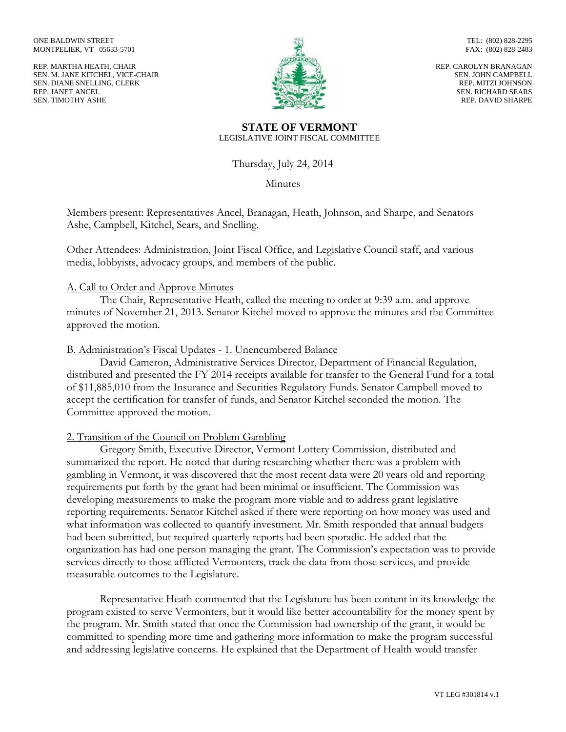ONE BALDWIN STREET
MONTPELIER, VT 05633-5701

TEL: (802) 828-2295
FAX: (802) 828-2483

REP. MARTHA HEATH, CHAIR
SEN. M. JANE KITCHEL, VICE-CHAIR
SEN. DIANE SNELLING, CLERK
REP. JANET ANCEL
SEN. TIMOTHY ASHE

REP. CAROLYN BRANAGAN
SEN. JOHN CAMPBELL
REP. MITZI JOHNSON
SEN. RICHARD SEARS
REP. DAVID SHARPE

# STATE OF VERMONT
LEGISLATIVE JOINT FISCAL COMMITTEE

Thursday, July 24, 2014

Minutes

Members present: Representatives Ancel, Branagan, Heath, Johnson, and Sharpe, and Senators Ashe, Campbell, Kitchel, Sears, and Snelling.

Other Attendees: Administration, Joint Fiscal Office, and Legislative Council staff, and various media, lobbyists, advocacy groups, and members of the public.

A. Call to Order and Approve Minutes

The Chair, Representative Heath, called the meeting to order at 9:39 a.m. and approve minutes of November 21, 2013. Senator Kitchel moved to approve the minutes and the Committee approved the motion.

B. Administration's Fiscal Updates - 1. Unencumbered Balance

David Cameron, Administrative Services Director, Department of Financial Regulation, distributed and presented the FY 2014 receipts available for transfer to the General Fund for a total of $11,885,010 from the Insurance and Securities Regulatory Funds. Senator Campbell moved to accept the certification for transfer of funds, and Senator Kitchel seconded the motion. The Committee approved the motion.

2. Transition of the Council on Problem Gambling

Gregory Smith, Executive Director, Vermont Lottery Commission, distributed and summarized the report. He noted that during researching whether there was a problem with gambling in Vermont, it was discovered that the most recent data were 20 years old and reporting requirements put forth by the grant had been minimal or insufficient. The Commission was developing measurements to make the program more viable and to address grant legislative reporting requirements. Senator Kitchel asked if there were reporting on how money was used and what information was collected to quantify investment. Mr. Smith responded that annual budgets had been submitted, but required quarterly reports had been sporadic. He added that the organization has had one person managing the grant. The Commission's expectation was to provide services directly to those afflicted Vermonters, track the data from those services, and provide measurable outcomes to the Legislature.

Representative Heath commented that the Legislature has been content in its knowledge the program existed to serve Vermonters, but it would like better accountability for the money spent by the program. Mr. Smith stated that once the Commission had ownership of the grant, it would be committed to spending more time and gathering more information to make the program successful and addressing legislative concerns. He explained that the Department of Health would transfer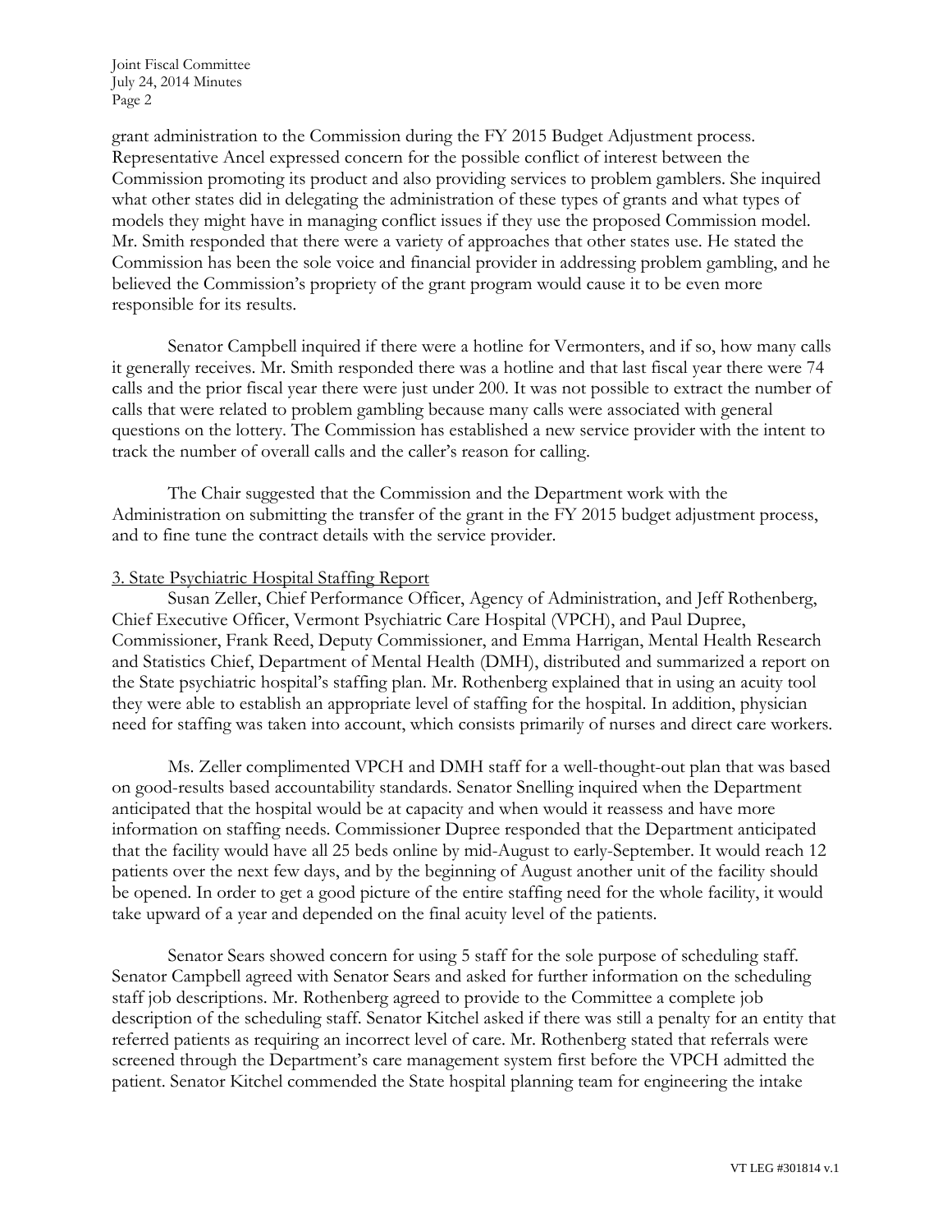grant administration to the Commission during the FY 2015 Budget Adjustment process. Representative Ancel expressed concern for the possible conflict of interest between the Commission promoting its product and also providing services to problem gamblers. She inquired what other states did in delegating the administration of these types of grants and what types of models they might have in managing conflict issues if they use the proposed Commission model. Mr. Smith responded that there were a variety of approaches that other states use. He stated the Commission has been the sole voice and financial provider in addressing problem gambling, and he believed the Commission's propriety of the grant program would cause it to be even more responsible for its results.

Senator Campbell inquired if there were a hotline for Vermonters, and if so, how many calls it generally receives. Mr. Smith responded there was a hotline and that last fiscal year there were 74 calls and the prior fiscal year there were just under 200. It was not possible to extract the number of calls that were related to problem gambling because many calls were associated with general questions on the lottery. The Commission has established a new service provider with the intent to track the number of overall calls and the caller's reason for calling.

The Chair suggested that the Commission and the Department work with the Administration on submitting the transfer of the grant in the FY 2015 budget adjustment process, and to fine tune the contract details with the service provider.

3. State Psychiatric Hospital Staffing Report

Susan Zeller, Chief Performance Officer, Agency of Administration, and Jeff Rothenberg, Chief Executive Officer, Vermont Psychiatric Care Hospital (VPCH), and Paul Dupree, Commissioner, Frank Reed, Deputy Commissioner, and Emma Harrigan, Mental Health Research and Statistics Chief, Department of Mental Health (DMH), distributed and summarized a report on the State psychiatric hospital's staffing plan. Mr. Rothenberg explained that in using an acuity tool they were able to establish an appropriate level of staffing for the hospital. In addition, physician need for staffing was taken into account, which consists primarily of nurses and direct care workers.

Ms. Zeller complimented VPCH and DMH staff for a well-thought-out plan that was based on good-results based accountability standards. Senator Snelling inquired when the Department anticipated that the hospital would be at capacity and when would it reassess and have more information on staffing needs. Commissioner Dupree responded that the Department anticipated that the facility would have all 25 beds online by mid-August to early-September. It would reach 12 patients over the next few days, and by the beginning of August another unit of the facility should be opened. In order to get a good picture of the entire staffing need for the whole facility, it would take upward of a year and depended on the final acuity level of the patients.

Senator Sears showed concern for using 5 staff for the sole purpose of scheduling staff. Senator Campbell agreed with Senator Sears and asked for further information on the scheduling staff job descriptions. Mr. Rothenberg agreed to provide to the Committee a complete job description of the scheduling staff. Senator Kitchel asked if there was still a penalty for an entity that referred patients as requiring an incorrect level of care. Mr. Rothenberg stated that referrals were screened through the Department's care management system first before the VPCH admitted the patient. Senator Kitchel commended the State hospital planning team for engineering the intake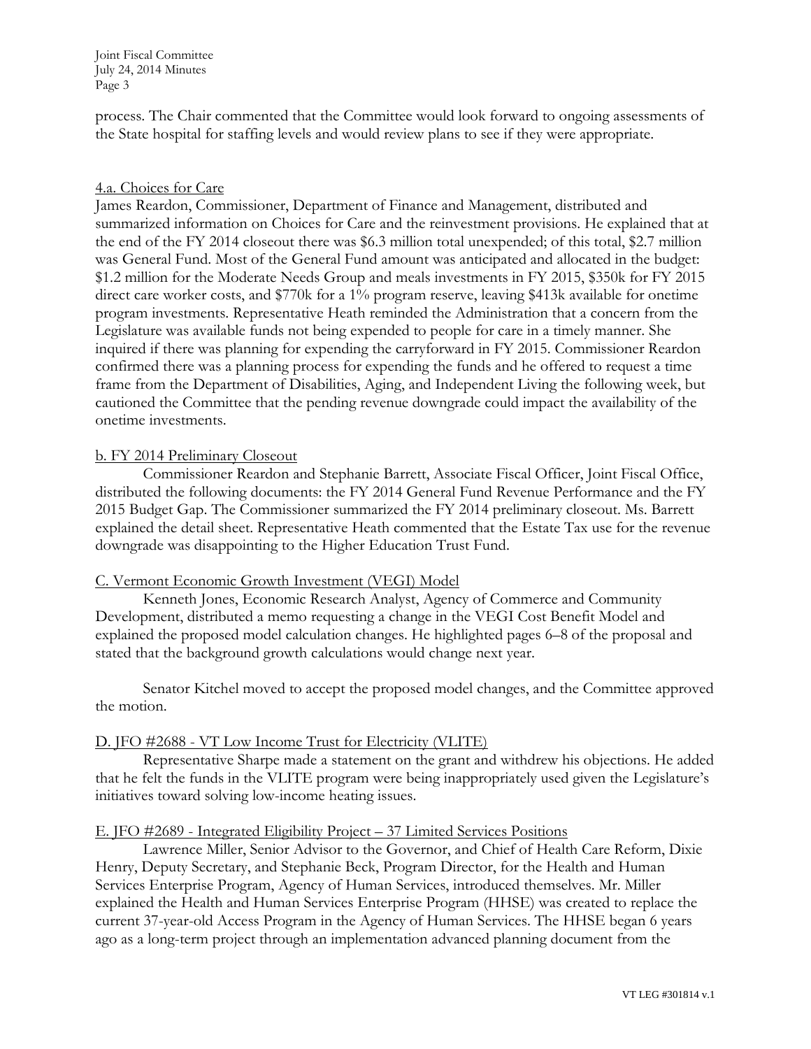process. The Chair commented that the Committee would look forward to ongoing assessments of the State hospital for staffing levels and would review plans to see if they were appropriate.

4.a. Choices for Care

James Reardon, Commissioner, Department of Finance and Management, distributed and summarized information on Choices for Care and the reinvestment provisions. He explained that at the end of the FY 2014 closeout there was $6.3 million total unexpended; of this total, $2.7 million was General Fund. Most of the General Fund amount was anticipated and allocated in the budget: $1.2 million for the Moderate Needs Group and meals investments in FY 2015, $350k for FY 2015 direct care worker costs, and $770k for a 1% program reserve, leaving $413k available for onetime program investments. Representative Heath reminded the Administration that a concern from the Legislature was available funds not being expended to people for care in a timely manner. She inquired if there was planning for expending the carryforward in FY 2015. Commissioner Reardon confirmed there was a planning process for expending the funds and he offered to request a time frame from the Department of Disabilities, Aging, and Independent Living the following week, but cautioned the Committee that the pending revenue downgrade could impact the availability of the onetime investments.

b. FY 2014 Preliminary Closeout

Commissioner Reardon and Stephanie Barrett, Associate Fiscal Officer, Joint Fiscal Office, distributed the following documents: the FY 2014 General Fund Revenue Performance and the FY 2015 Budget Gap. The Commissioner summarized the FY 2014 preliminary closeout. Ms. Barrett explained the detail sheet. Representative Heath commented that the Estate Tax use for the revenue downgrade was disappointing to the Higher Education Trust Fund.

C. Vermont Economic Growth Investment (VEGI) Model

Kenneth Jones, Economic Research Analyst, Agency of Commerce and Community Development, distributed a memo requesting a change in the VEGI Cost Benefit Model and explained the proposed model calculation changes. He highlighted pages 6–8 of the proposal and stated that the background growth calculations would change next year.

Senator Kitchel moved to accept the proposed model changes, and the Committee approved the motion.

D. JFO #2688 - VT Low Income Trust for Electricity (VLITE)

Representative Sharpe made a statement on the grant and withdrew his objections. He added that he felt the funds in the VLITE program were being inappropriately used given the Legislature's initiatives toward solving low-income heating issues.

E. JFO #2689 - Integrated Eligibility Project – 37 Limited Services Positions

Lawrence Miller, Senior Advisor to the Governor, and Chief of Health Care Reform, Dixie Henry, Deputy Secretary, and Stephanie Beck, Program Director, for the Health and Human Services Enterprise Program, Agency of Human Services, introduced themselves. Mr. Miller explained the Health and Human Services Enterprise Program (HHSE) was created to replace the current 37-year-old Access Program in the Agency of Human Services. The HHSE began 6 years ago as a long-term project through an implementation advanced planning document from the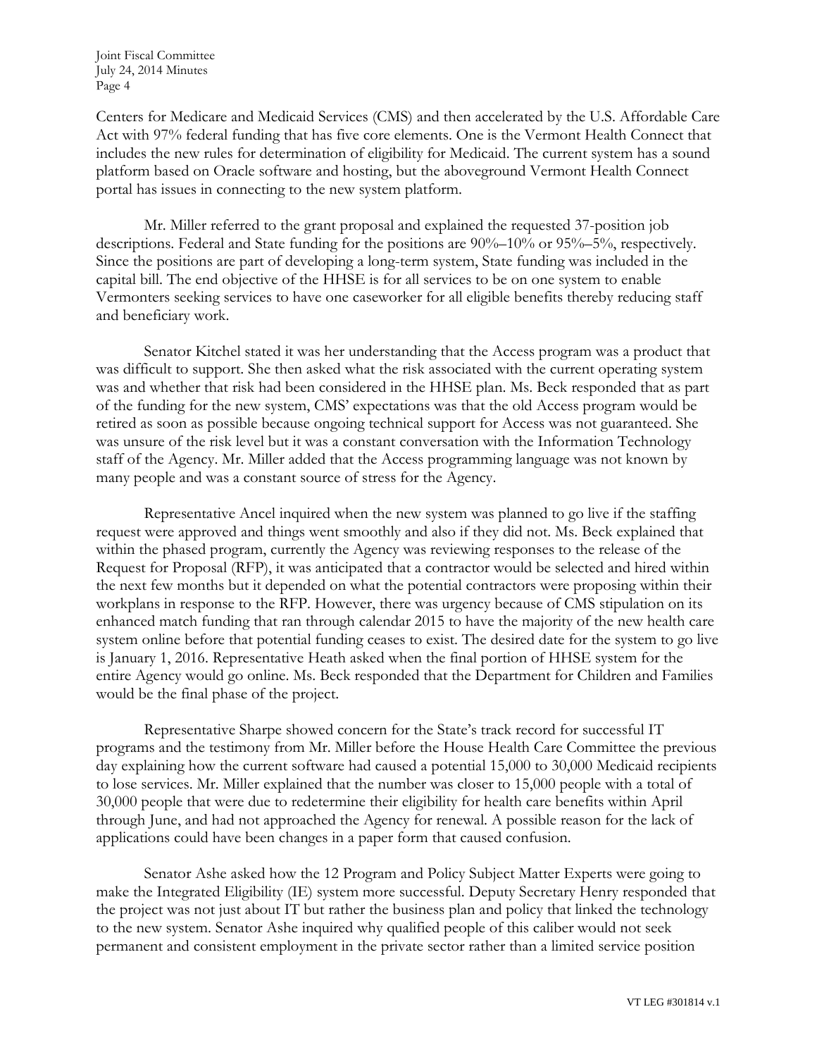Centers for Medicare and Medicaid Services (CMS) and then accelerated by the U.S. Affordable Care Act with 97% federal funding that has five core elements. One is the Vermont Health Connect that includes the new rules for determination of eligibility for Medicaid. The current system has a sound platform based on Oracle software and hosting, but the aboveground Vermont Health Connect portal has issues in connecting to the new system platform.

Mr. Miller referred to the grant proposal and explained the requested 37-position job descriptions. Federal and State funding for the positions are 90%–10% or 95%–5%, respectively. Since the positions are part of developing a long-term system, State funding was included in the capital bill. The end objective of the HHSE is for all services to be on one system to enable Vermonters seeking services to have one caseworker for all eligible benefits thereby reducing staff and beneficiary work.

Senator Kitchel stated it was her understanding that the Access program was a product that was difficult to support. She then asked what the risk associated with the current operating system was and whether that risk had been considered in the HHSE plan. Ms. Beck responded that as part of the funding for the new system, CMS' expectations was that the old Access program would be retired as soon as possible because ongoing technical support for Access was not guaranteed. She was unsure of the risk level but it was a constant conversation with the Information Technology staff of the Agency. Mr. Miller added that the Access programming language was not known by many people and was a constant source of stress for the Agency.

Representative Ancel inquired when the new system was planned to go live if the staffing request were approved and things went smoothly and also if they did not. Ms. Beck explained that within the phased program, currently the Agency was reviewing responses to the release of the Request for Proposal (RFP), it was anticipated that a contractor would be selected and hired within the next few months but it depended on what the potential contractors were proposing within their workplans in response to the RFP. However, there was urgency because of CMS stipulation on its enhanced match funding that ran through calendar 2015 to have the majority of the new health care system online before that potential funding ceases to exist. The desired date for the system to go live is January 1, 2016. Representative Heath asked when the final portion of HHSE system for the entire Agency would go online. Ms. Beck responded that the Department for Children and Families would be the final phase of the project.

Representative Sharpe showed concern for the State's track record for successful IT programs and the testimony from Mr. Miller before the House Health Care Committee the previous day explaining how the current software had caused a potential 15,000 to 30,000 Medicaid recipients to lose services. Mr. Miller explained that the number was closer to 15,000 people with a total of 30,000 people that were due to redetermine their eligibility for health care benefits within April through June, and had not approached the Agency for renewal. A possible reason for the lack of applications could have been changes in a paper form that caused confusion.

Senator Ashe asked how the 12 Program and Policy Subject Matter Experts were going to make the Integrated Eligibility (IE) system more successful. Deputy Secretary Henry responded that the project was not just about IT but rather the business plan and policy that linked the technology to the new system. Senator Ashe inquired why qualified people of this caliber would not seek permanent and consistent employment in the private sector rather than a limited service position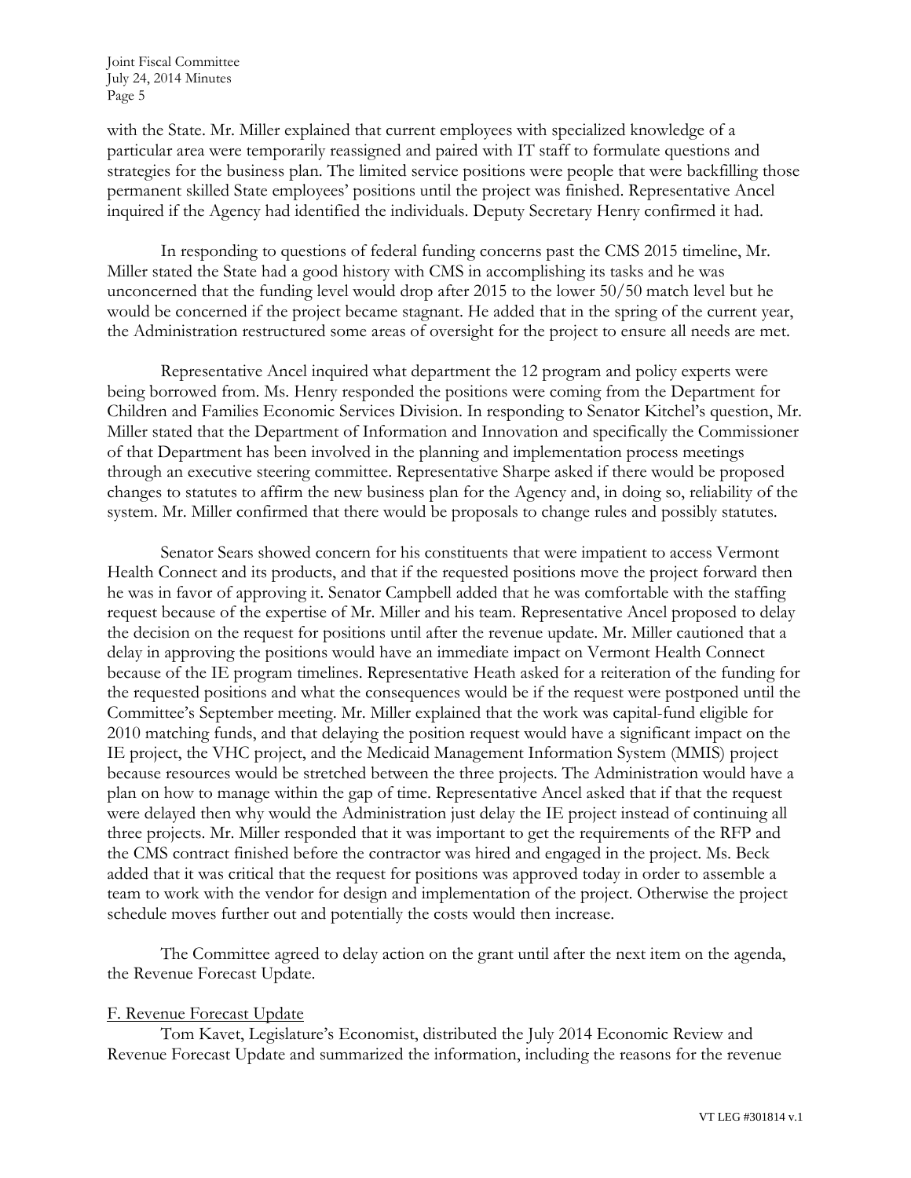with the State. Mr. Miller explained that current employees with specialized knowledge of a particular area were temporarily reassigned and paired with IT staff to formulate questions and strategies for the business plan. The limited service positions were people that were backfilling those permanent skilled State employees' positions until the project was finished. Representative Ancel inquired if the Agency had identified the individuals. Deputy Secretary Henry confirmed it had.

In responding to questions of federal funding concerns past the CMS 2015 timeline, Mr. Miller stated the State had a good history with CMS in accomplishing its tasks and he was unconcerned that the funding level would drop after 2015 to the lower 50/50 match level but he would be concerned if the project became stagnant. He added that in the spring of the current year, the Administration restructured some areas of oversight for the project to ensure all needs are met.

Representative Ancel inquired what department the 12 program and policy experts were being borrowed from. Ms. Henry responded the positions were coming from the Department for Children and Families Economic Services Division. In responding to Senator Kitchel's question, Mr. Miller stated that the Department of Information and Innovation and specifically the Commissioner of that Department has been involved in the planning and implementation process meetings through an executive steering committee. Representative Sharpe asked if there would be proposed changes to statutes to affirm the new business plan for the Agency and, in doing so, reliability of the system. Mr. Miller confirmed that there would be proposals to change rules and possibly statutes.

Senator Sears showed concern for his constituents that were impatient to access Vermont Health Connect and its products, and that if the requested positions move the project forward then he was in favor of approving it. Senator Campbell added that he was comfortable with the staffing request because of the expertise of Mr. Miller and his team. Representative Ancel proposed to delay the decision on the request for positions until after the revenue update. Mr. Miller cautioned that a delay in approving the positions would have an immediate impact on Vermont Health Connect because of the IE program timelines. Representative Heath asked for a reiteration of the funding for the requested positions and what the consequences would be if the request were postponed until the Committee's September meeting. Mr. Miller explained that the work was capital-fund eligible for 2010 matching funds, and that delaying the position request would have a significant impact on the IE project, the VHC project, and the Medicaid Management Information System (MMIS) project because resources would be stretched between the three projects. The Administration would have a plan on how to manage within the gap of time. Representative Ancel asked that if that the request were delayed then why would the Administration just delay the IE project instead of continuing all three projects. Mr. Miller responded that it was important to get the requirements of the RFP and the CMS contract finished before the contractor was hired and engaged in the project. Ms. Beck added that it was critical that the request for positions was approved today in order to assemble a team to work with the vendor for design and implementation of the project. Otherwise the project schedule moves further out and potentially the costs would then increase.

The Committee agreed to delay action on the grant until after the next item on the agenda, the Revenue Forecast Update.

F. Revenue Forecast Update

Tom Kavet, Legislature's Economist, distributed the July 2014 Economic Review and Revenue Forecast Update and summarized the information, including the reasons for the revenue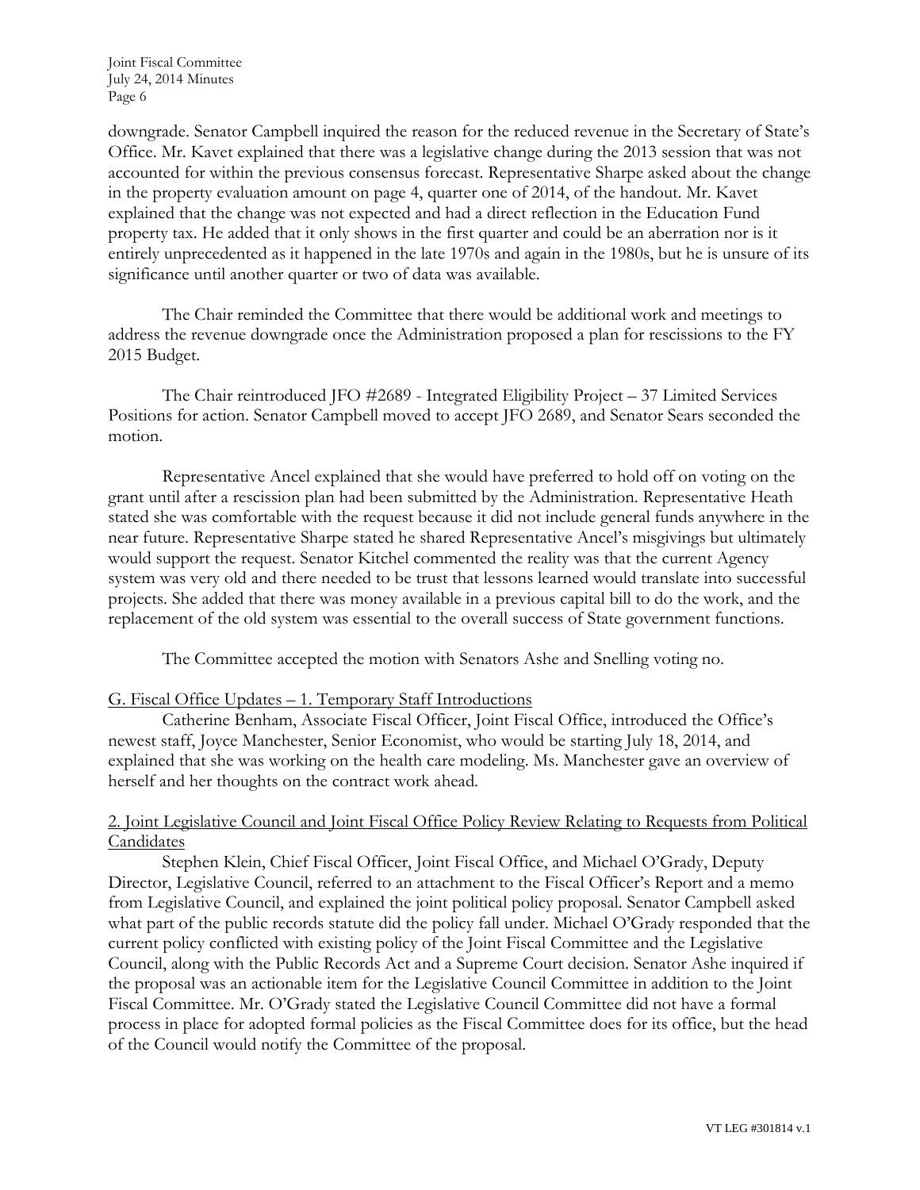downgrade. Senator Campbell inquired the reason for the reduced revenue in the Secretary of State's Office. Mr. Kavet explained that there was a legislative change during the 2013 session that was not accounted for within the previous consensus forecast. Representative Sharpe asked about the change in the property evaluation amount on page 4, quarter one of 2014, of the handout. Mr. Kavet explained that the change was not expected and had a direct reflection in the Education Fund property tax. He added that it only shows in the first quarter and could be an aberration nor is it entirely unprecedented as it happened in the late 1970s and again in the 1980s, but he is unsure of its significance until another quarter or two of data was available.

The Chair reminded the Committee that there would be additional work and meetings to address the revenue downgrade once the Administration proposed a plan for rescissions to the FY 2015 Budget.

The Chair reintroduced JFO #2689 - Integrated Eligibility Project – 37 Limited Services Positions for action. Senator Campbell moved to accept JFO 2689, and Senator Sears seconded the motion.

Representative Ancel explained that she would have preferred to hold off on voting on the grant until after a rescission plan had been submitted by the Administration. Representative Heath stated she was comfortable with the request because it did not include general funds anywhere in the near future. Representative Sharpe stated he shared Representative Ancel's misgivings but ultimately would support the request. Senator Kitchel commented the reality was that the current Agency system was very old and there needed to be trust that lessons learned would translate into successful projects. She added that there was money available in a previous capital bill to do the work, and the replacement of the old system was essential to the overall success of State government functions.

The Committee accepted the motion with Senators Ashe and Snelling voting no.

G. Fiscal Office Updates – 1. Temporary Staff Introductions

Catherine Benham, Associate Fiscal Officer, Joint Fiscal Office, introduced the Office's newest staff, Joyce Manchester, Senior Economist, who would be starting July 18, 2014, and explained that she was working on the health care modeling. Ms. Manchester gave an overview of herself and her thoughts on the contract work ahead.

2. Joint Legislative Council and Joint Fiscal Office Policy Review Relating to Requests from Political Candidates

Stephen Klein, Chief Fiscal Officer, Joint Fiscal Office, and Michael O'Grady, Deputy Director, Legislative Council, referred to an attachment to the Fiscal Officer's Report and a memo from Legislative Council, and explained the joint political policy proposal. Senator Campbell asked what part of the public records statute did the policy fall under. Michael O'Grady responded that the current policy conflicted with existing policy of the Joint Fiscal Committee and the Legislative Council, along with the Public Records Act and a Supreme Court decision. Senator Ashe inquired if the proposal was an actionable item for the Legislative Council Committee in addition to the Joint Fiscal Committee. Mr. O'Grady stated the Legislative Council Committee did not have a formal process in place for adopted formal policies as the Fiscal Committee does for its office, but the head of the Council would notify the Committee of the proposal.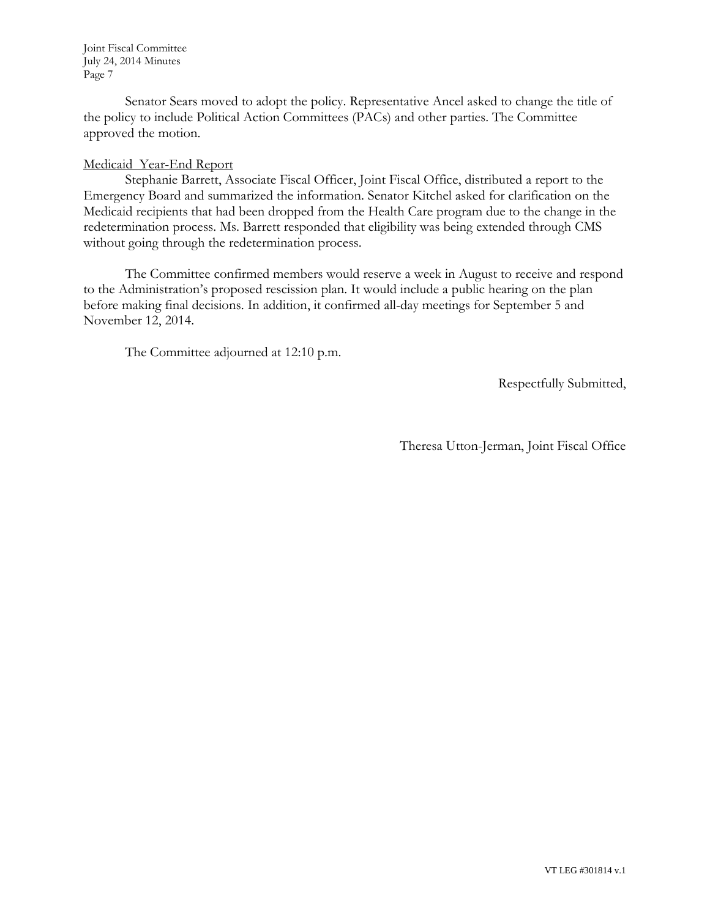Senator Sears moved to adopt the policy. Representative Ancel asked to change the title of the policy to include Political Action Committees (PACs) and other parties. The Committee approved the motion.

Medicaid Year-End Report

Stephanie Barrett, Associate Fiscal Officer, Joint Fiscal Office, distributed a report to the Emergency Board and summarized the information. Senator Kitchel asked for clarification on the Medicaid recipients that had been dropped from the Health Care program due to the change in the redetermination process. Ms. Barrett responded that eligibility was being extended through CMS without going through the redetermination process.

The Committee confirmed members would reserve a week in August to receive and respond to the Administration's proposed rescission plan. It would include a public hearing on the plan before making final decisions. In addition, it confirmed all-day meetings for September 5 and November 12, 2014.

The Committee adjourned at 12:10 p.m.

Respectfully Submitted,

Theresa Utton-Jerman, Joint Fiscal Office

VT LEG #301814 v.1